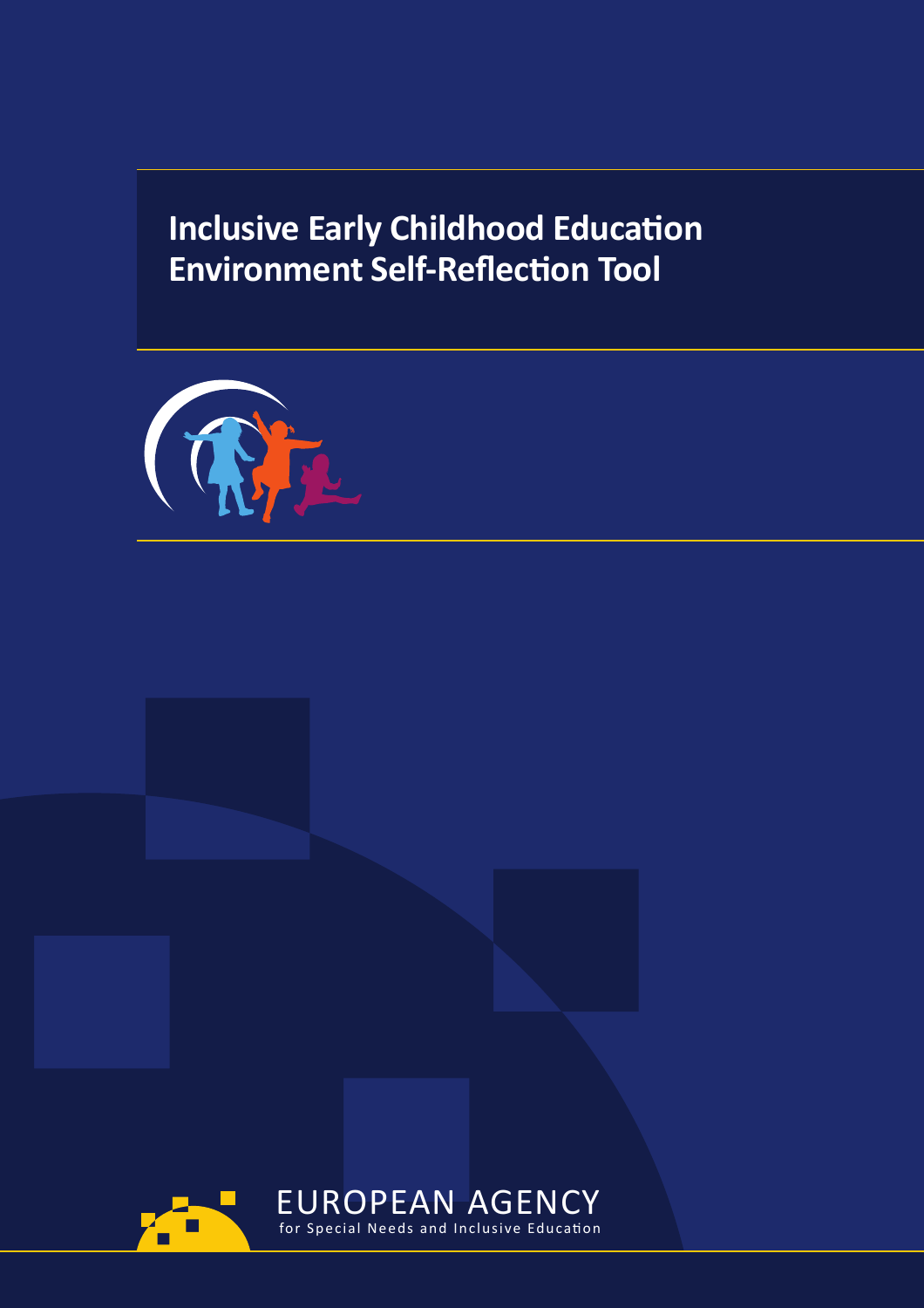# Inclusive Early Childhood Education Environment Self-Reflection Tool

EUROPEAN AGENCY
for Special Needs and Inclusive Education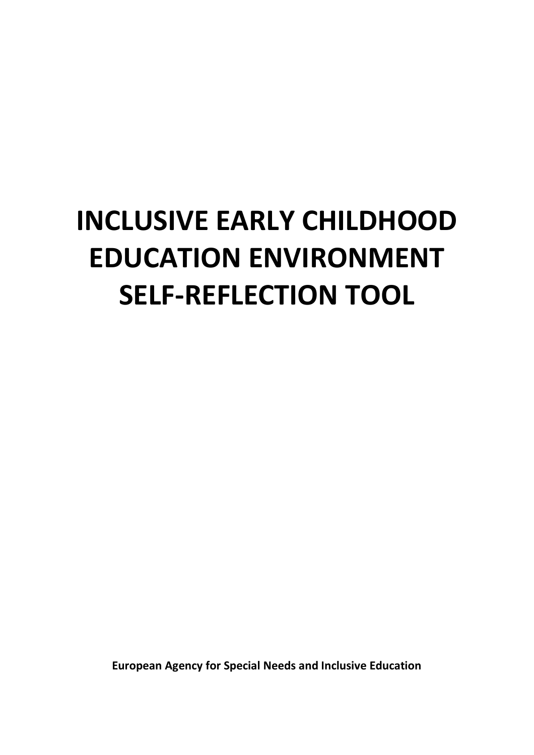# INCLUSIVE EARLY CHILDHOOD EDUCATION ENVIRONMENT SELF-REFLECTION TOOL

**European Agency for Special Needs and Inclusive Education**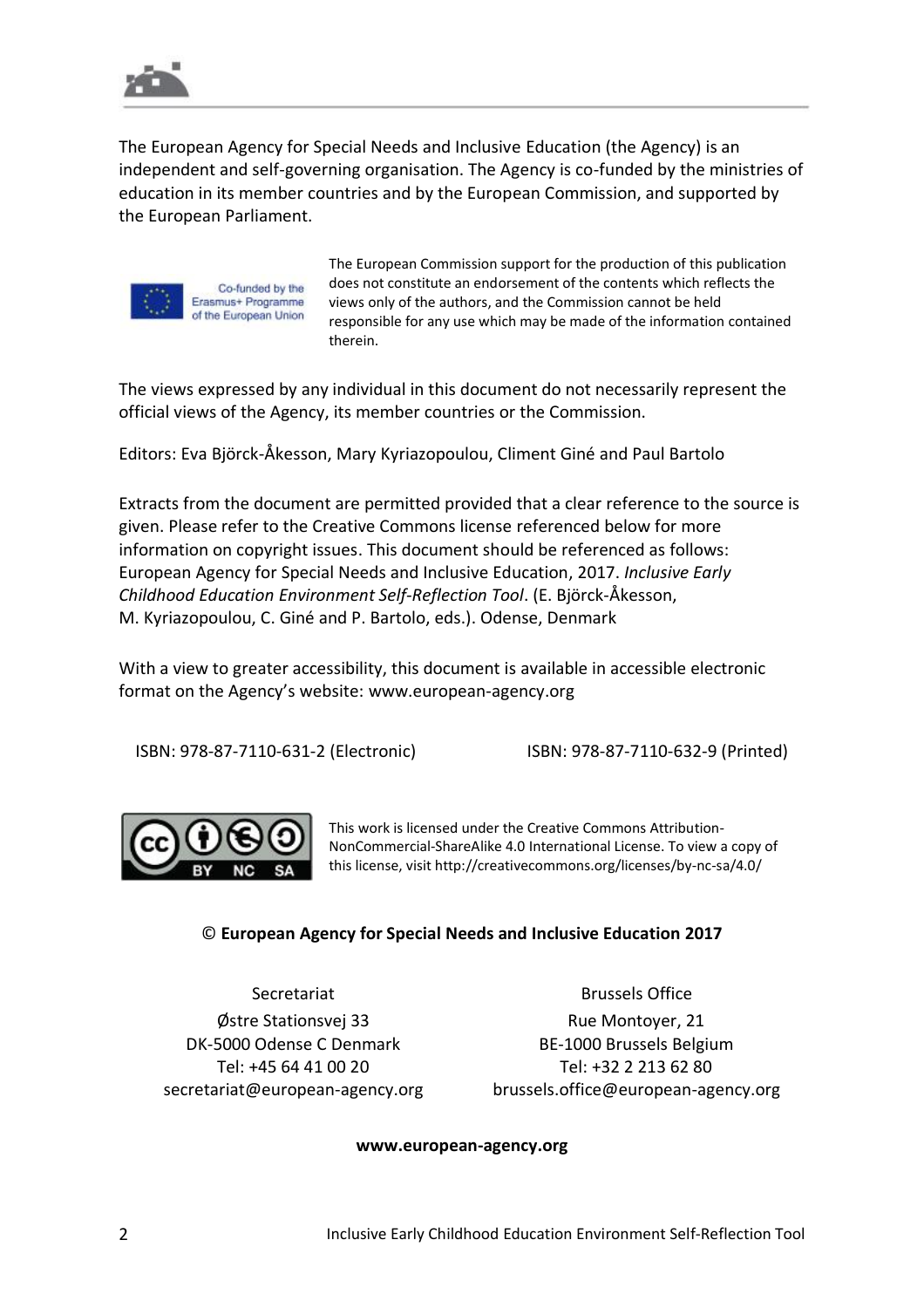The European Agency for Special Needs and Inclusive Education (the Agency) is an independent and self-governing organisation. The Agency is co-funded by the ministries of education in its member countries and by the European Commission, and supported by the European Parliament.

Co-funded by the Erasmus+ Programme of the European Union

The European Commission support for the production of this publication does not constitute an endorsement of the contents which reflects the views only of the authors, and the Commission cannot be held responsible for any use which may be made of the information contained therein.

The views expressed by any individual in this document do not necessarily represent the official views of the Agency, its member countries or the Commission.

Editors: Eva Björck-Åkesson, Mary Kyriazopoulou, Climent Giné and Paul Bartolo

Extracts from the document are permitted provided that a clear reference to the source is given. Please refer to the Creative Commons license referenced below for more information on copyright issues. This document should be referenced as follows: European Agency for Special Needs and Inclusive Education, 2017. *Inclusive Early Childhood Education Environment Self-Reflection Tool*. (E. Björck-Åkesson, M. Kyriazopoulou, C. Giné and P. Bartolo, eds.). Odense, Denmark

With a view to greater accessibility, this document is available in accessible electronic format on the Agency's website: www.european-agency.org

ISBN: 978-87-7110-631-2 (Electronic)

ISBN: 978-87-7110-632-9 (Printed)

This work is licensed under the Creative Commons Attribution-NonCommercial-ShareAlike 4.0 International License. To view a copy of this license, visit http://creativecommons.org/licenses/by-nc-sa/4.0/

**© European Agency for Special Needs and Inclusive Education 2017**

Secretariat
Østre Stationsvej 33
DK-5000 Odense C Denmark
Tel: +45 64 41 00 20
secretariat@european-agency.org

Brussels Office
Rue Montoyer, 21
BE-1000 Brussels Belgium
Tel: +32 2 213 62 80
brussels.office@european-agency.org

**www.european-agency.org**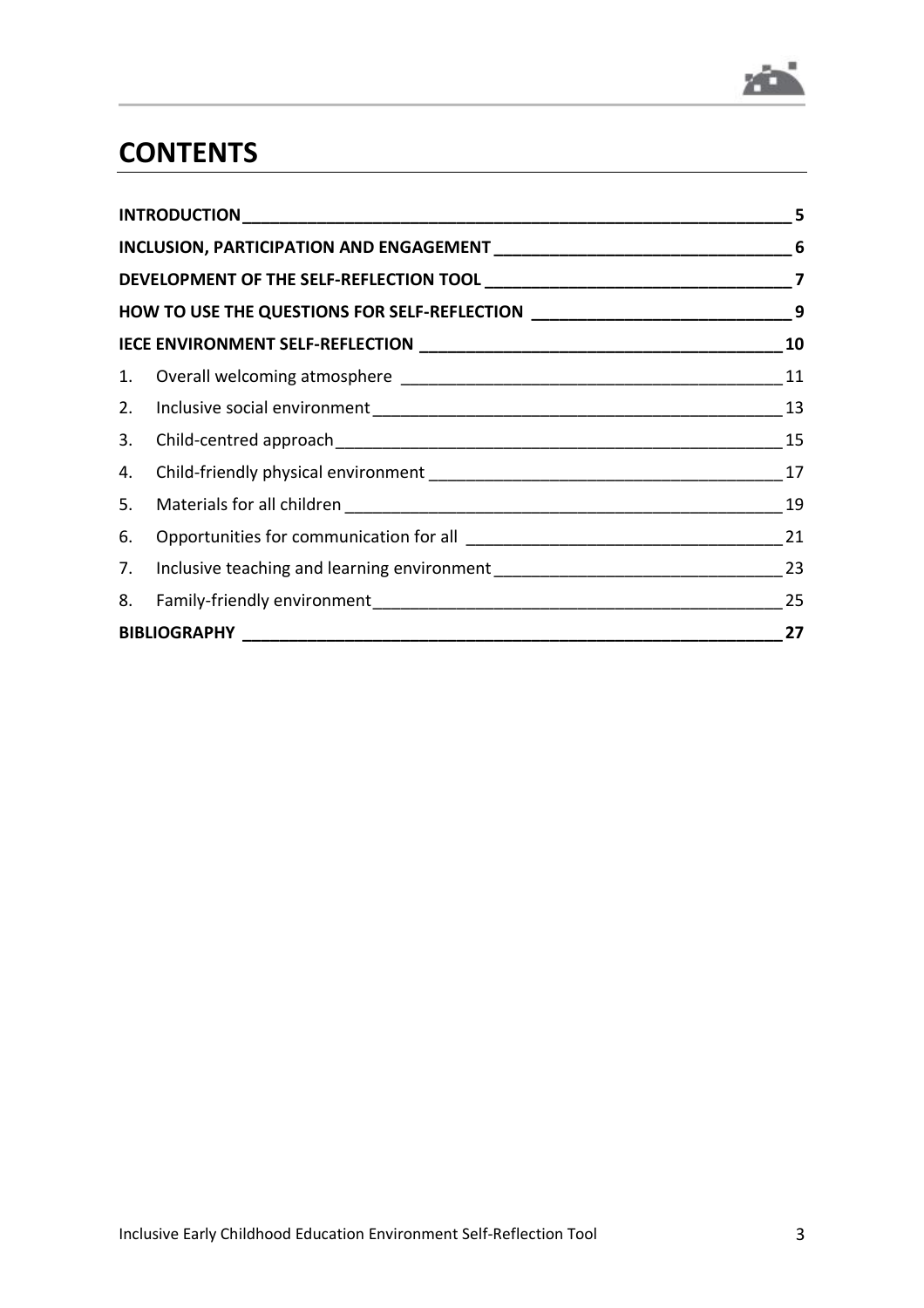# CONTENTS

**INTRODUCTION** 5

**INCLUSION, PARTICIPATION AND ENGAGEMENT** 6

**DEVELOPMENT OF THE SELF-REFLECTION TOOL** 7

**HOW TO USE THE QUESTIONS FOR SELF-REFLECTION** 9

**IECE ENVIRONMENT SELF-REFLECTION** 10

1. Overall welcoming atmosphere 11
2. Inclusive social environment 13
3. Child-centred approach 15
4. Child-friendly physical environment 17
5. Materials for all children 19
6. Opportunities for communication for all 21
7. Inclusive teaching and learning environment 23
8. Family-friendly environment 25

**BIBLIOGRAPHY** 27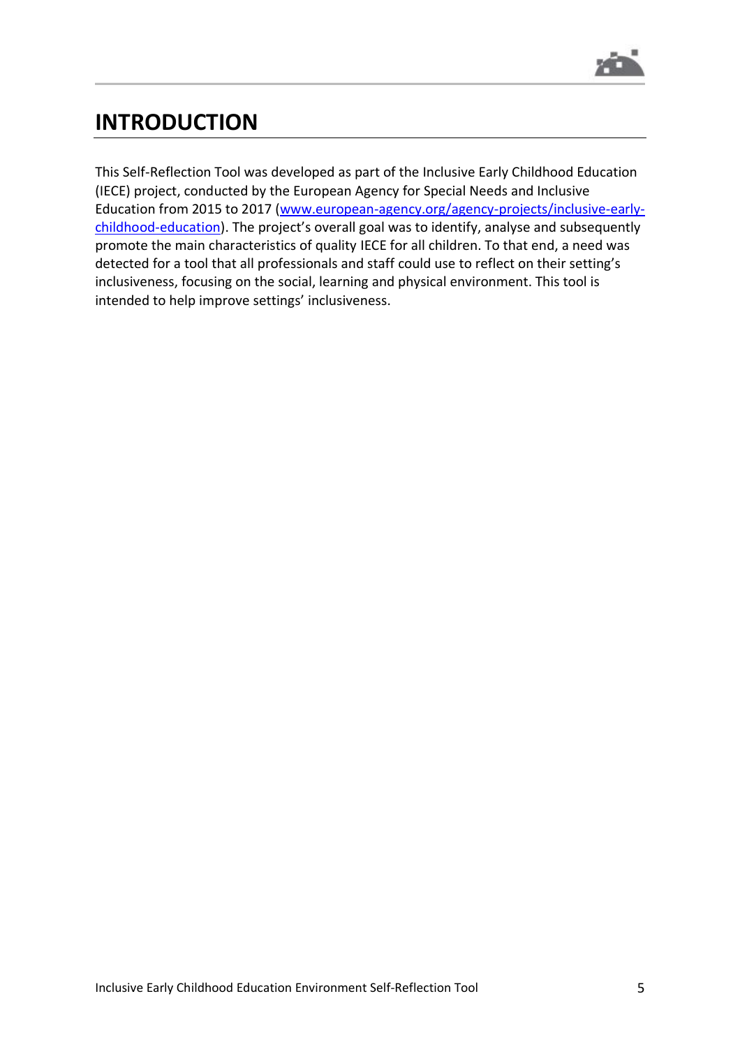# INTRODUCTION

This Self-Reflection Tool was developed as part of the Inclusive Early Childhood Education (IECE) project, conducted by the European Agency for Special Needs and Inclusive Education from 2015 to 2017 ([www.european-agency.org/agency-projects/inclusive-early-childhood-education](www.european-agency.org/agency-projects/inclusive-early-childhood-education)). The project's overall goal was to identify, analyse and subsequently promote the main characteristics of quality IECE for all children. To that end, a need was detected for a tool that all professionals and staff could use to reflect on their setting's inclusiveness, focusing on the social, learning and physical environment. This tool is intended to help improve settings' inclusiveness.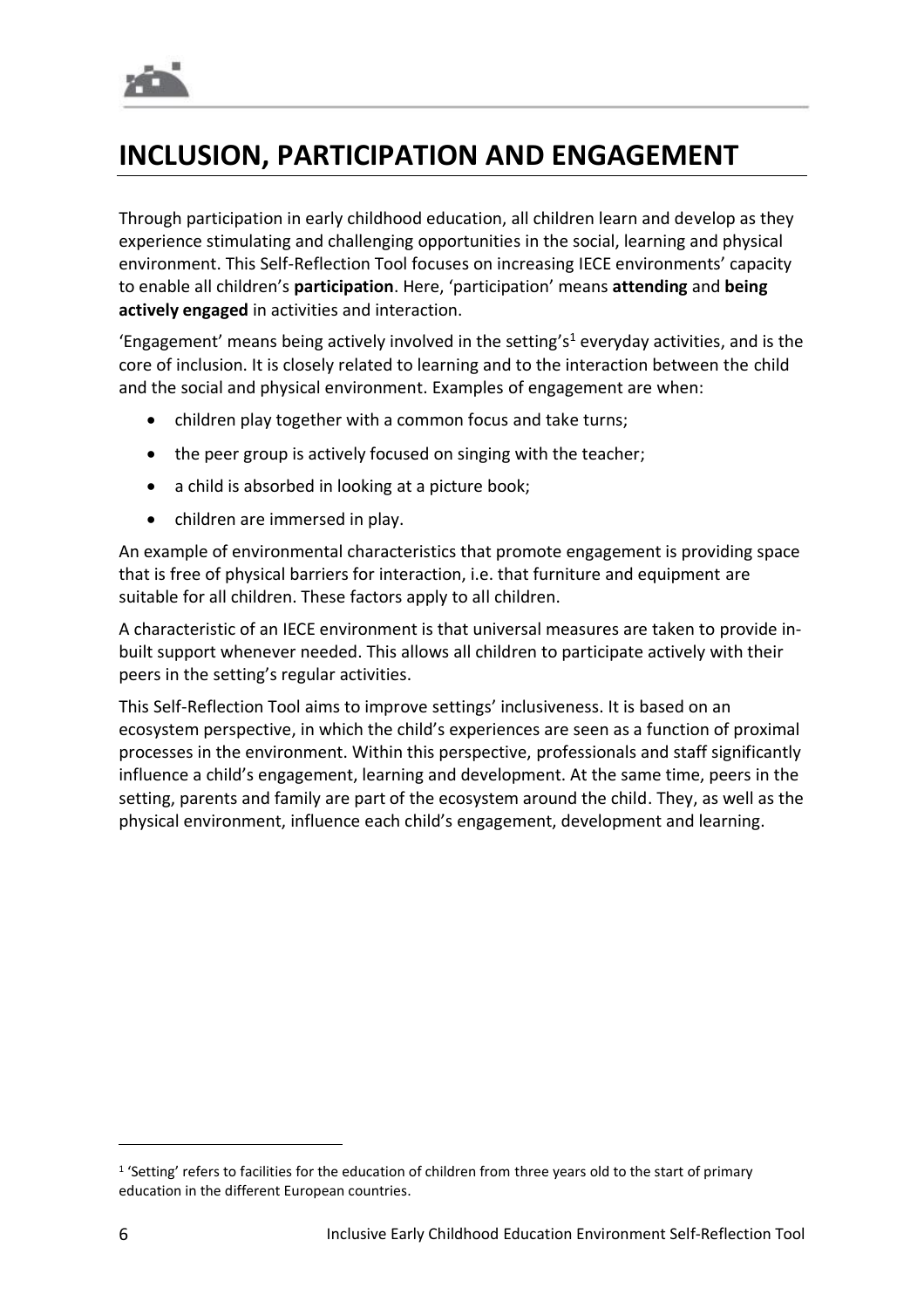# INCLUSION, PARTICIPATION AND ENGAGEMENT

Through participation in early childhood education, all children learn and develop as they experience stimulating and challenging opportunities in the social, learning and physical environment. This Self-Reflection Tool focuses on increasing IECE environments' capacity to enable all children's **participation**. Here, 'participation' means **attending** and **being actively engaged** in activities and interaction.

'Engagement' means being actively involved in the setting's[1] everyday activities, and is the core of inclusion. It is closely related to learning and to the interaction between the child and the social and physical environment. Examples of engagement are when:

- children play together with a common focus and take turns;
- the peer group is actively focused on singing with the teacher;
- a child is absorbed in looking at a picture book;
- children are immersed in play.

An example of environmental characteristics that promote engagement is providing space that is free of physical barriers for interaction, i.e. that furniture and equipment are suitable for all children. These factors apply to all children.

A characteristic of an IECE environment is that universal measures are taken to provide in-built support whenever needed. This allows all children to participate actively with their peers in the setting's regular activities.

This Self-Reflection Tool aims to improve settings' inclusiveness. It is based on an ecosystem perspective, in which the child's experiences are seen as a function of proximal processes in the environment. Within this perspective, professionals and staff significantly influence a child's engagement, learning and development. At the same time, peers in the setting, parents and family are part of the ecosystem around the child. They, as well as the physical environment, influence each child's engagement, development and learning.

[1] 'Setting' refers to facilities for the education of children from three years old to the start of primary education in the different European countries.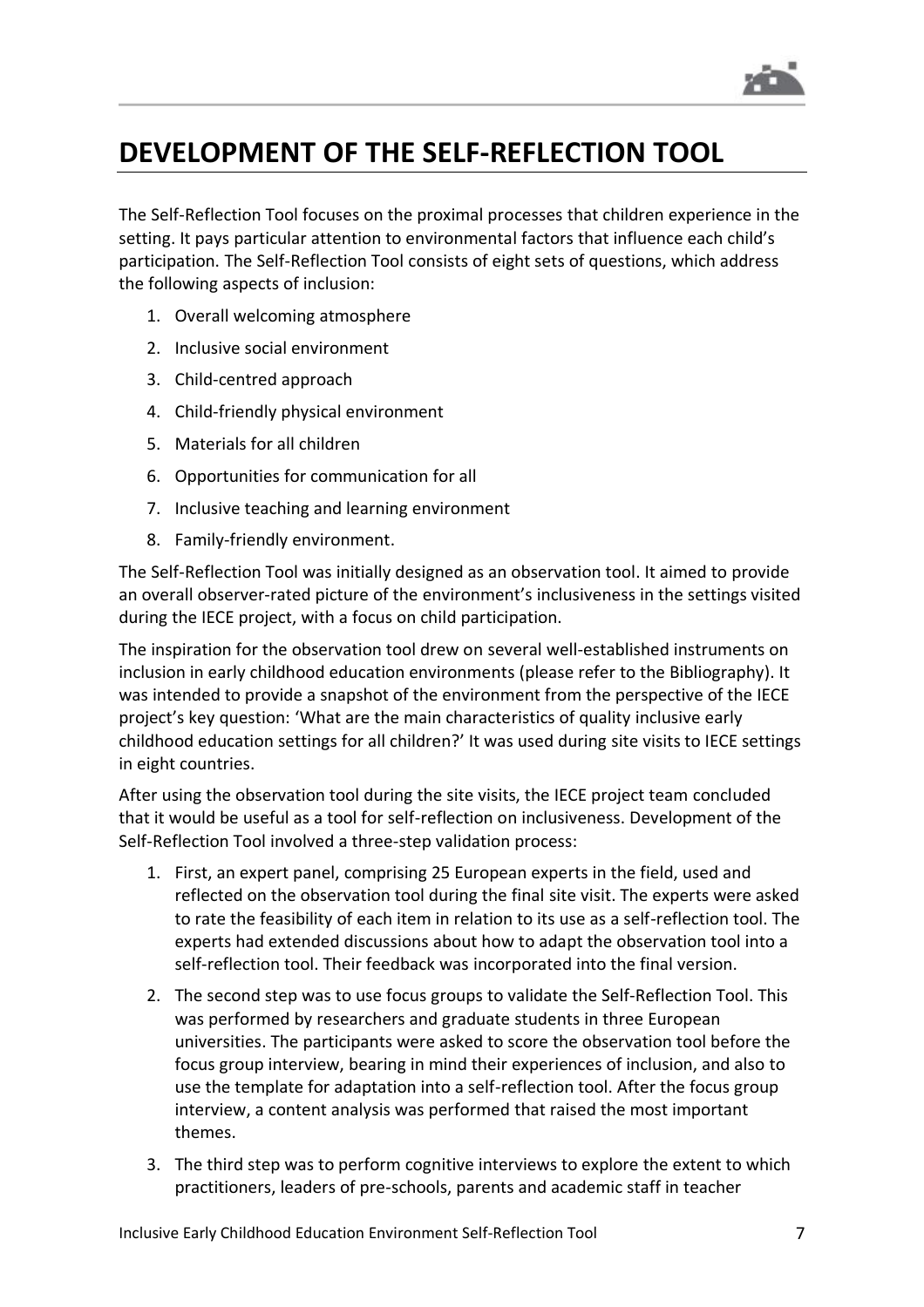# DEVELOPMENT OF THE SELF-REFLECTION TOOL

The Self-Reflection Tool focuses on the proximal processes that children experience in the setting. It pays particular attention to environmental factors that influence each child's participation. The Self-Reflection Tool consists of eight sets of questions, which address the following aspects of inclusion:

1. Overall welcoming atmosphere
2. Inclusive social environment
3. Child-centred approach
4. Child-friendly physical environment
5. Materials for all children
6. Opportunities for communication for all
7. Inclusive teaching and learning environment
8. Family-friendly environment.

The Self-Reflection Tool was initially designed as an observation tool. It aimed to provide an overall observer-rated picture of the environment's inclusiveness in the settings visited during the IECE project, with a focus on child participation.

The inspiration for the observation tool drew on several well-established instruments on inclusion in early childhood education environments (please refer to the Bibliography). It was intended to provide a snapshot of the environment from the perspective of the IECE project's key question: 'What are the main characteristics of quality inclusive early childhood education settings for all children?' It was used during site visits to IECE settings in eight countries.

After using the observation tool during the site visits, the IECE project team concluded that it would be useful as a tool for self-reflection on inclusiveness. Development of the Self-Reflection Tool involved a three-step validation process:

1. First, an expert panel, comprising 25 European experts in the field, used and reflected on the observation tool during the final site visit. The experts were asked to rate the feasibility of each item in relation to its use as a self-reflection tool. The experts had extended discussions about how to adapt the observation tool into a self-reflection tool. Their feedback was incorporated into the final version.
2. The second step was to use focus groups to validate the Self-Reflection Tool. This was performed by researchers and graduate students in three European universities. The participants were asked to score the observation tool before the focus group interview, bearing in mind their experiences of inclusion, and also to use the template for adaptation into a self-reflection tool. After the focus group interview, a content analysis was performed that raised the most important themes.
3. The third step was to perform cognitive interviews to explore the extent to which practitioners, leaders of pre-schools, parents and academic staff in teacher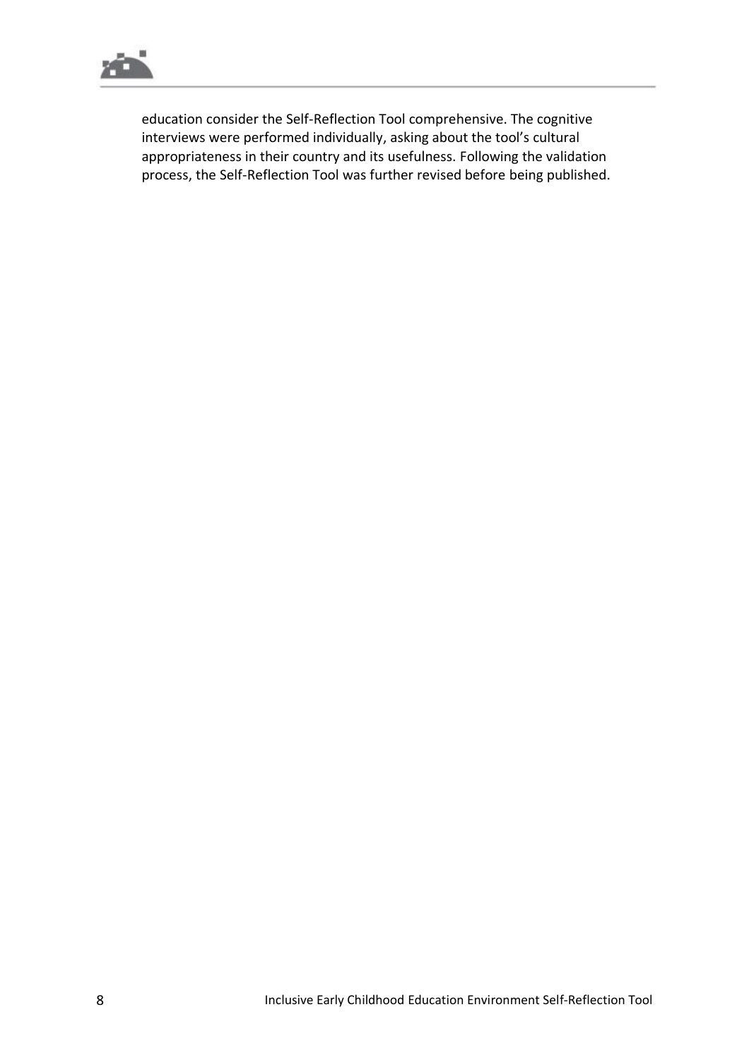education consider the Self-Reflection Tool comprehensive. The cognitive interviews were performed individually, asking about the tool's cultural appropriateness in their country and its usefulness. Following the validation process, the Self-Reflection Tool was further revised before being published.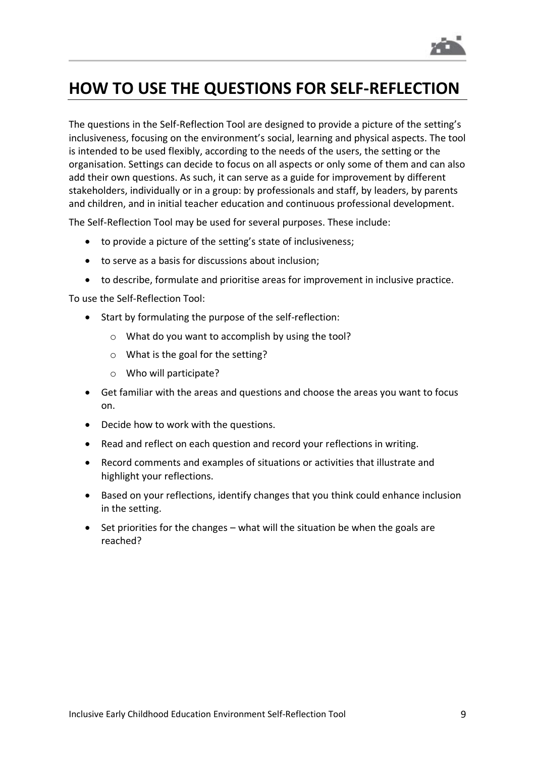# HOW TO USE THE QUESTIONS FOR SELF-REFLECTION

The questions in the Self-Reflection Tool are designed to provide a picture of the setting's inclusiveness, focusing on the environment's social, learning and physical aspects. The tool is intended to be used flexibly, according to the needs of the users, the setting or the organisation. Settings can decide to focus on all aspects or only some of them and can also add their own questions. As such, it can serve as a guide for improvement by different stakeholders, individually or in a group: by professionals and staff, by leaders, by parents and children, and in initial teacher education and continuous professional development.

The Self-Reflection Tool may be used for several purposes. These include:

- to provide a picture of the setting's state of inclusiveness;
- to serve as a basis for discussions about inclusion;
- to describe, formulate and prioritise areas for improvement in inclusive practice.

To use the Self-Reflection Tool:

- Start by formulating the purpose of the self-reflection:
  - What do you want to accomplish by using the tool?
  - What is the goal for the setting?
  - Who will participate?
- Get familiar with the areas and questions and choose the areas you want to focus on.
- Decide how to work with the questions.
- Read and reflect on each question and record your reflections in writing.
- Record comments and examples of situations or activities that illustrate and highlight your reflections.
- Based on your reflections, identify changes that you think could enhance inclusion in the setting.
- Set priorities for the changes – what will the situation be when the goals are reached?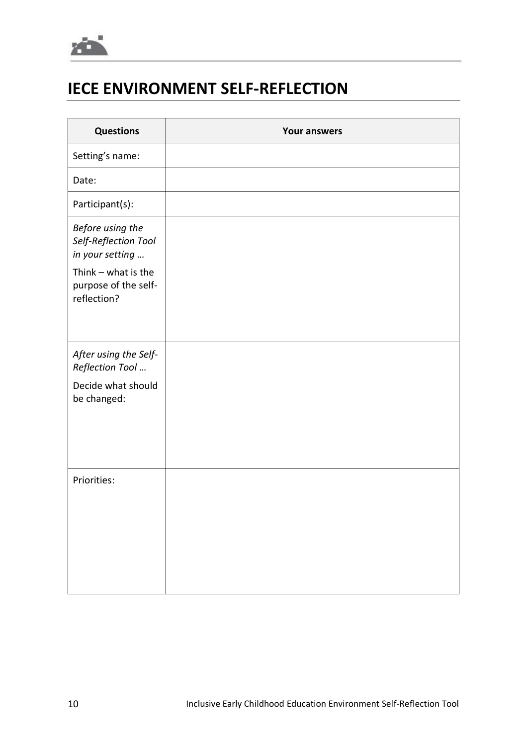# IECE ENVIRONMENT SELF-REFLECTION

| Questions | Your answers |
| --- | --- |
| Setting's name: | |
| Date: | |
| Participant(s): | |
| *Before using the Self-Reflection Tool in your setting …*<br><br>Think – what is the purpose of the self-reflection? | |
| *After using the Self-Reflection Tool …*<br><br>Decide what should be changed: | |
| Priorities: | |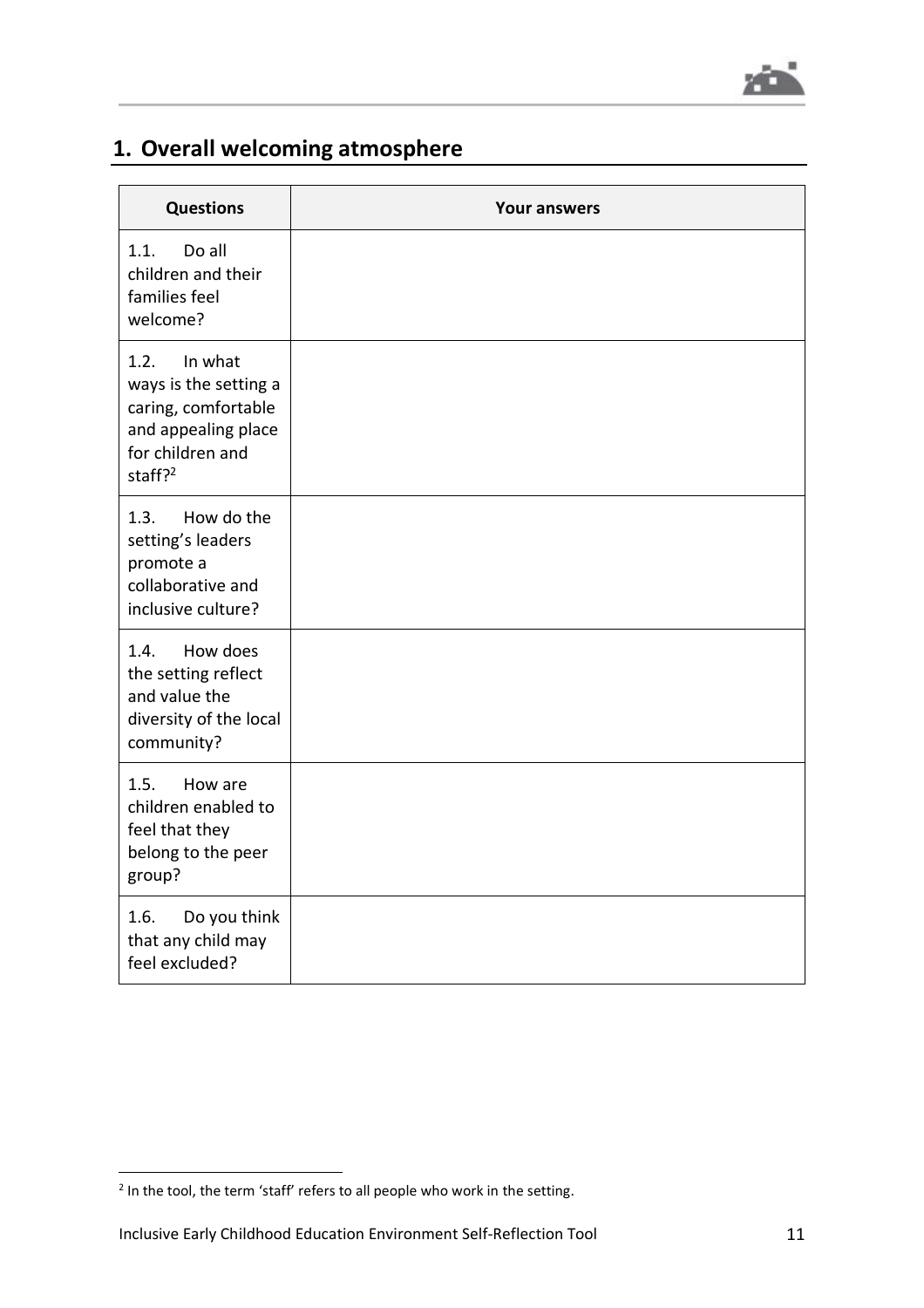## 1. Overall welcoming atmosphere

| Questions | Your answers |
|---|---|
| 1.1. Do all children and their families feel welcome? | |
| 1.2. In what ways is the setting a caring, comfortable and appealing place for children and staff?[2] | |
| 1.3. How do the setting's leaders promote a collaborative and inclusive culture? | |
| 1.4. How does the setting reflect and value the diversity of the local community? | |
| 1.5. How are children enabled to feel that they belong to the peer group? | |
| 1.6. Do you think that any child may feel excluded? | |

[2] In the tool, the term 'staff' refers to all people who work in the setting.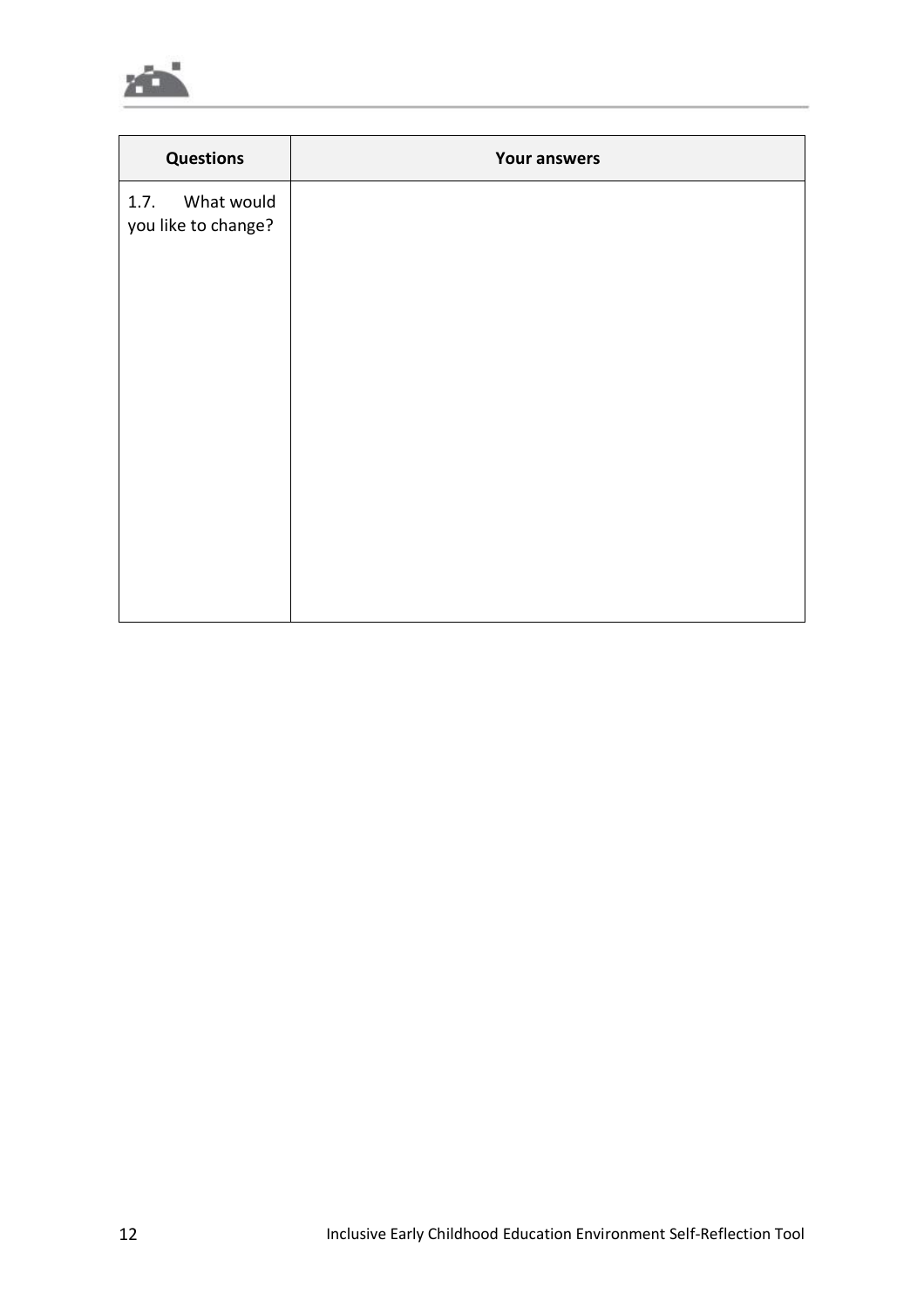| Questions | Your answers |
| --- | --- |
| 1.7. What would you like to change? | |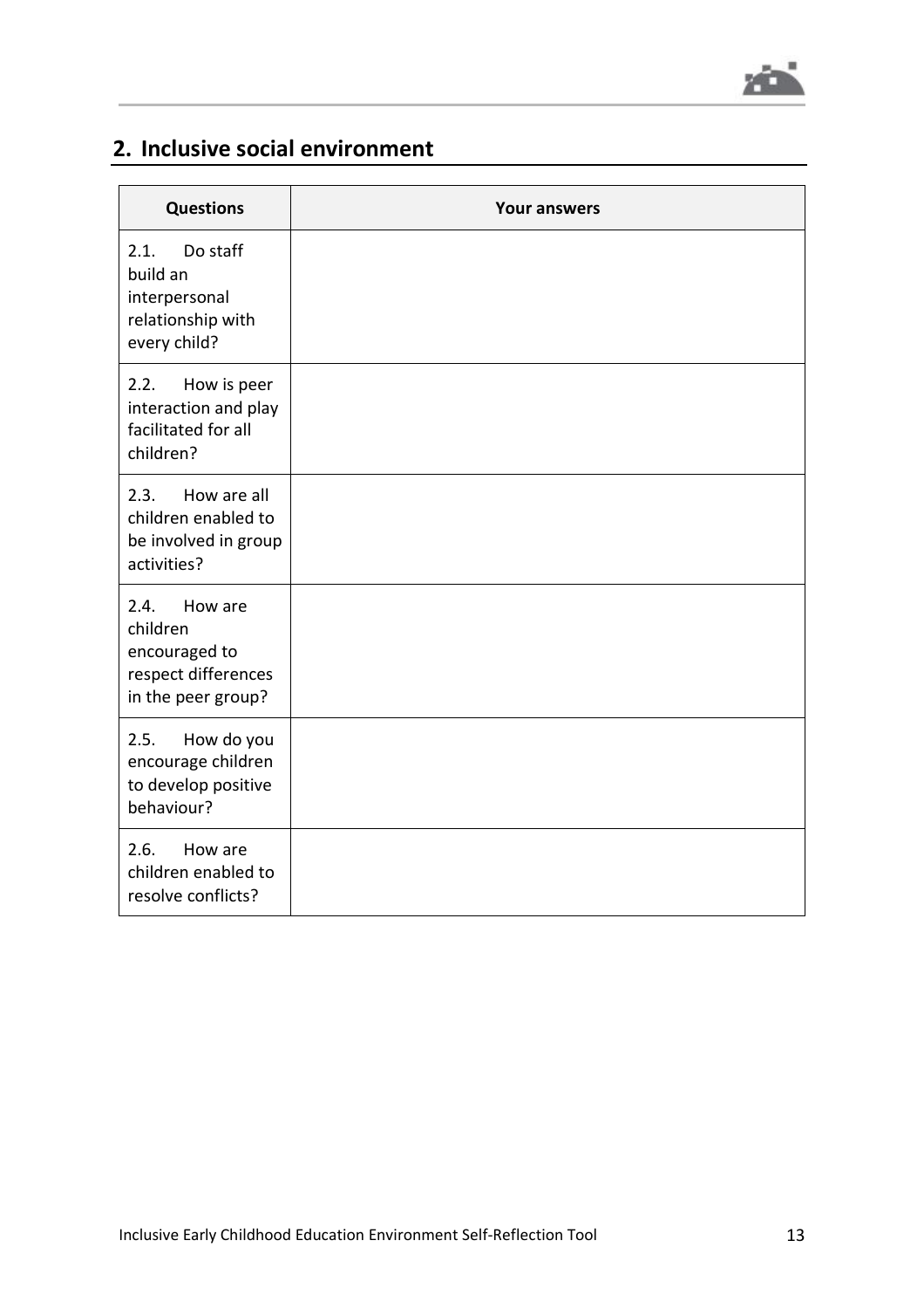## 2. Inclusive social environment

| Questions | Your answers |
|---|---|
| 2.1. Do staff build an interpersonal relationship with every child? | |
| 2.2. How is peer interaction and play facilitated for all children? | |
| 2.3. How are all children enabled to be involved in group activities? | |
| 2.4. How are children encouraged to respect differences in the peer group? | |
| 2.5. How do you encourage children to develop positive behaviour? | |
| 2.6. How are children enabled to resolve conflicts? | |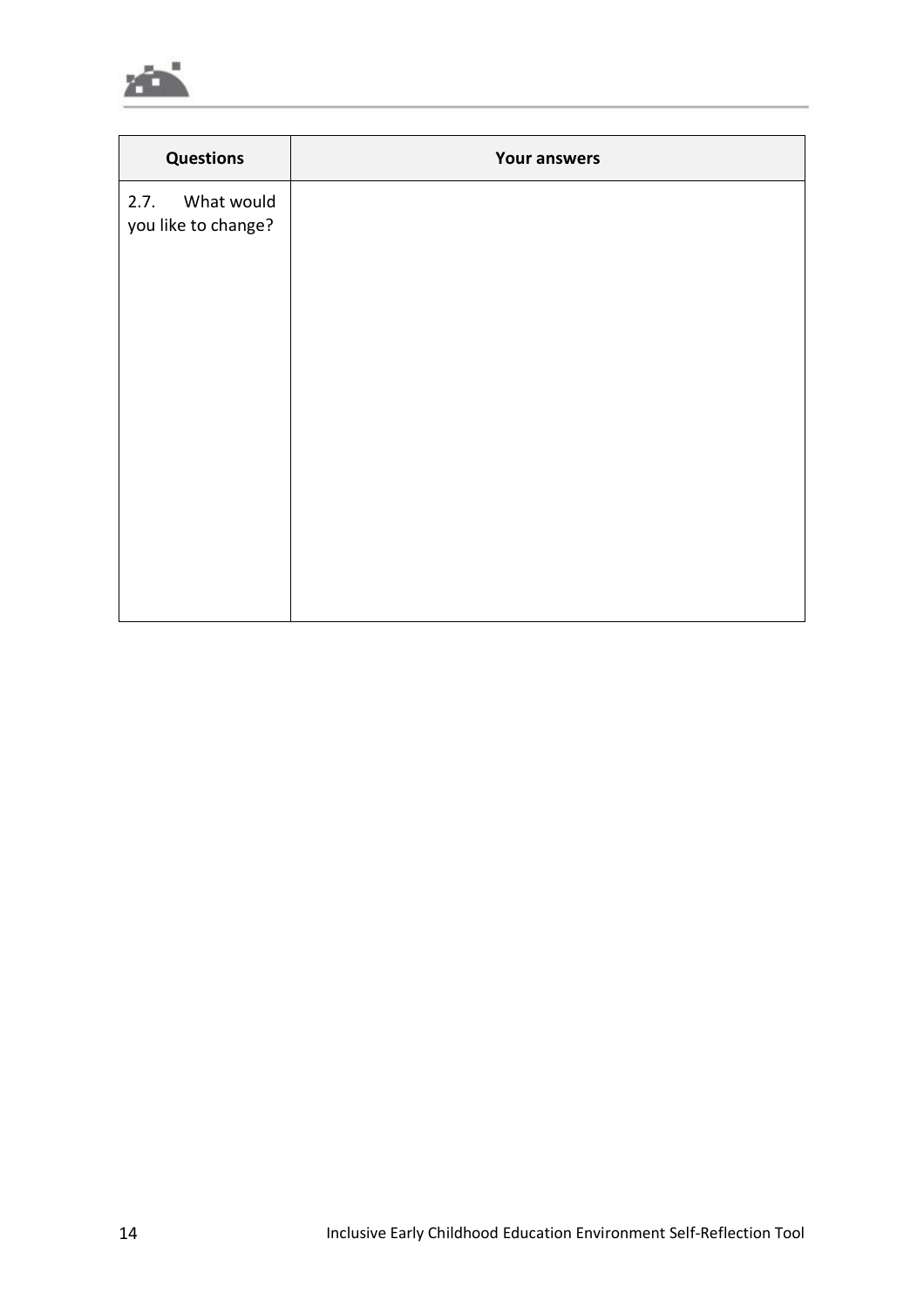| Questions | Your answers |
|---|---|
| 2.7. What would you like to change? | |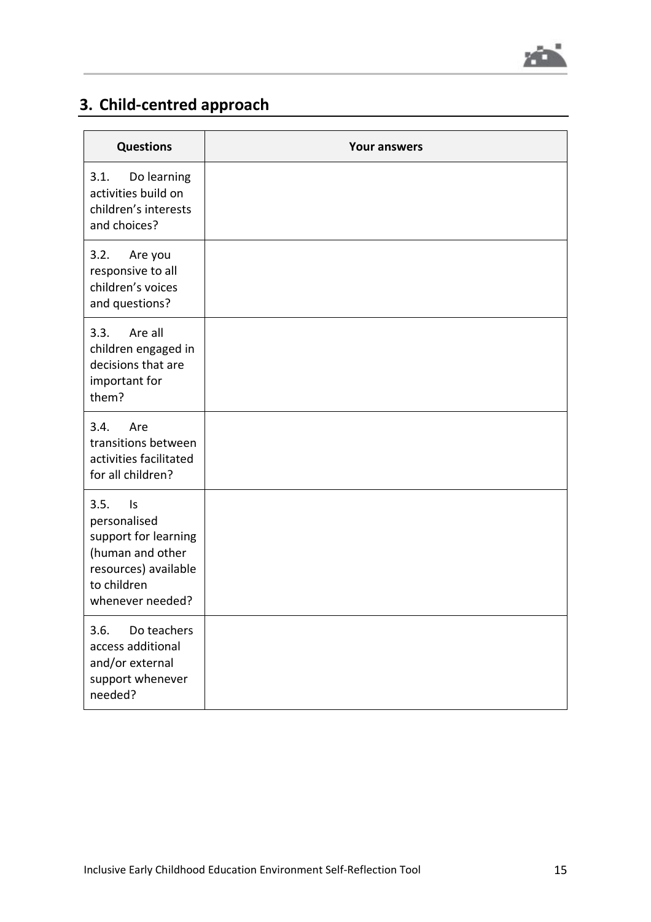## 3. Child-centred approach

| Questions | Your answers |
|---|---|
| 3.1. Do learning activities build on children's interests and choices? | |
| 3.2. Are you responsive to all children's voices and questions? | |
| 3.3. Are all children engaged in decisions that are important for them? | |
| 3.4. Are transitions between activities facilitated for all children? | |
| 3.5. Is personalised support for learning (human and other resources) available to children whenever needed? | |
| 3.6. Do teachers access additional and/or external support whenever needed? | |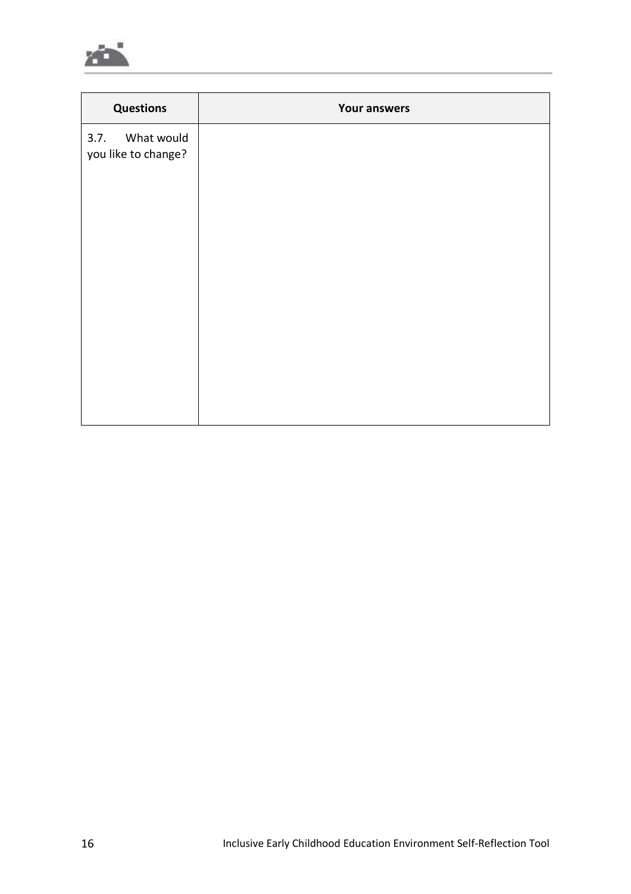| Questions | Your answers |
|---|---|
| 3.7. What would you like to change? | |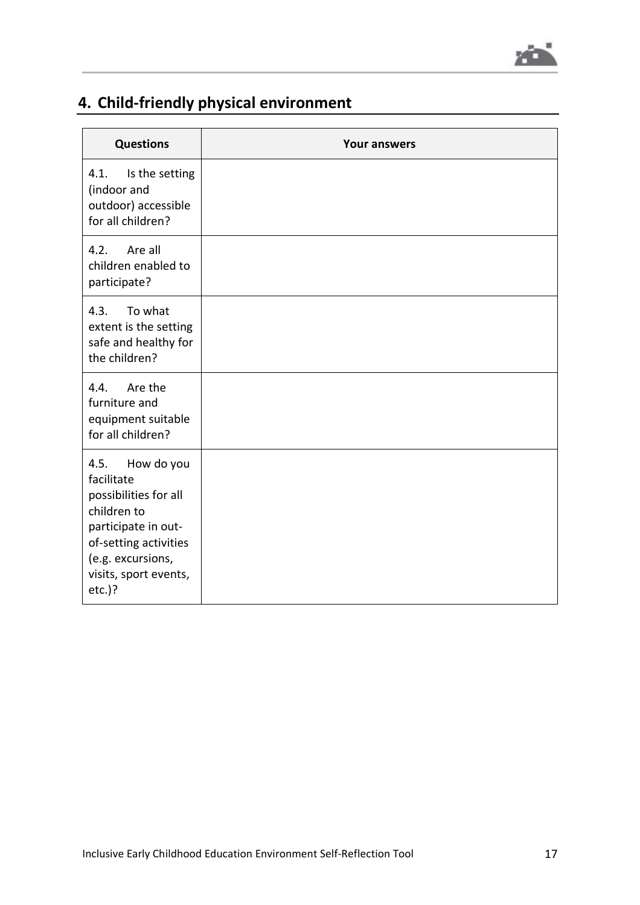## 4. Child-friendly physical environment

| Questions | Your answers |
|---|---|
| 4.1. Is the setting (indoor and outdoor) accessible for all children? | |
| 4.2. Are all children enabled to participate? | |
| 4.3. To what extent is the setting safe and healthy for the children? | |
| 4.4. Are the furniture and equipment suitable for all children? | |
| 4.5. How do you facilitate possibilities for all children to participate in out-of-setting activities (e.g. excursions, visits, sport events, etc.)? | |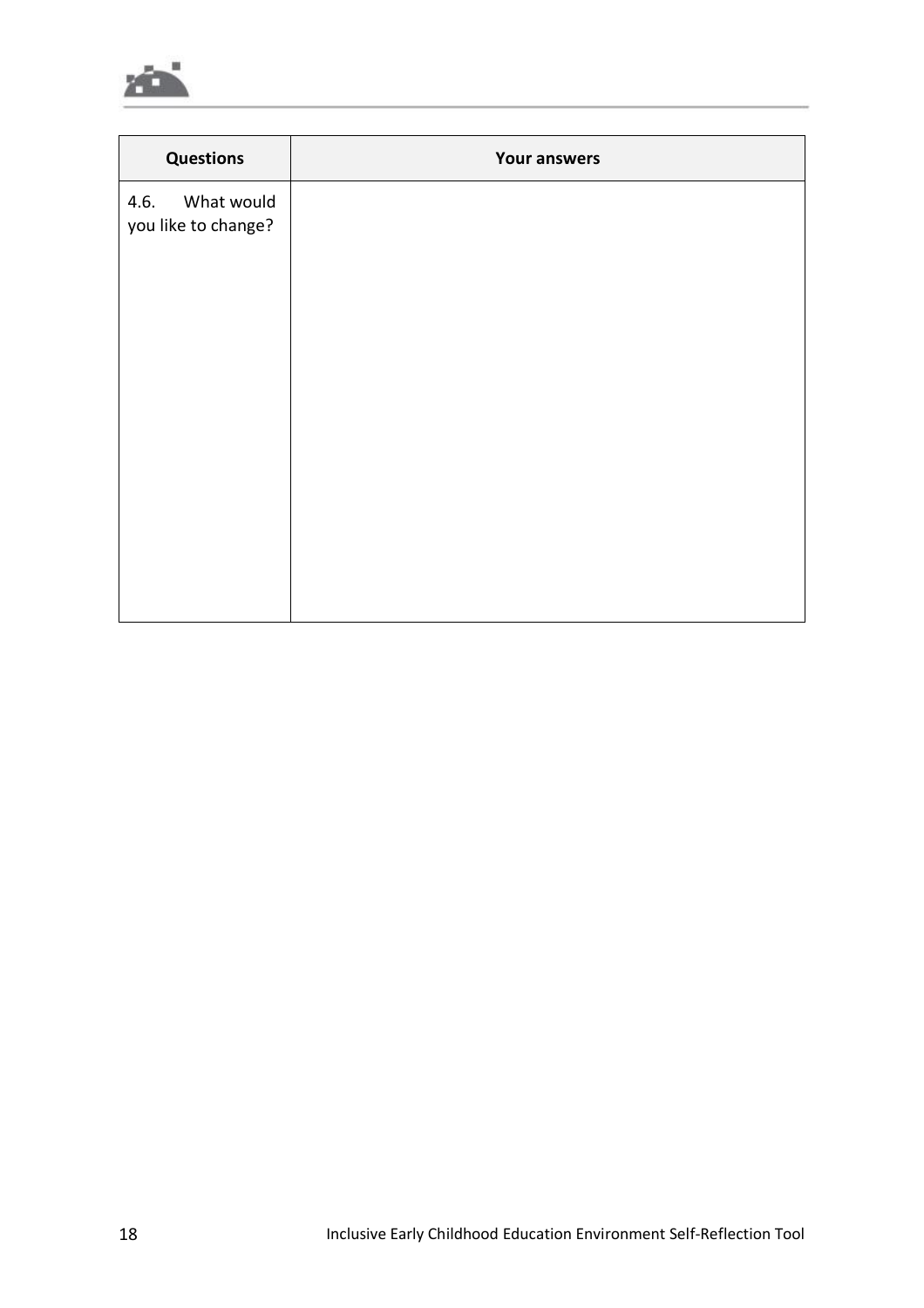| Questions | Your answers |
| --- | --- |
| 4.6. What would you like to change? | |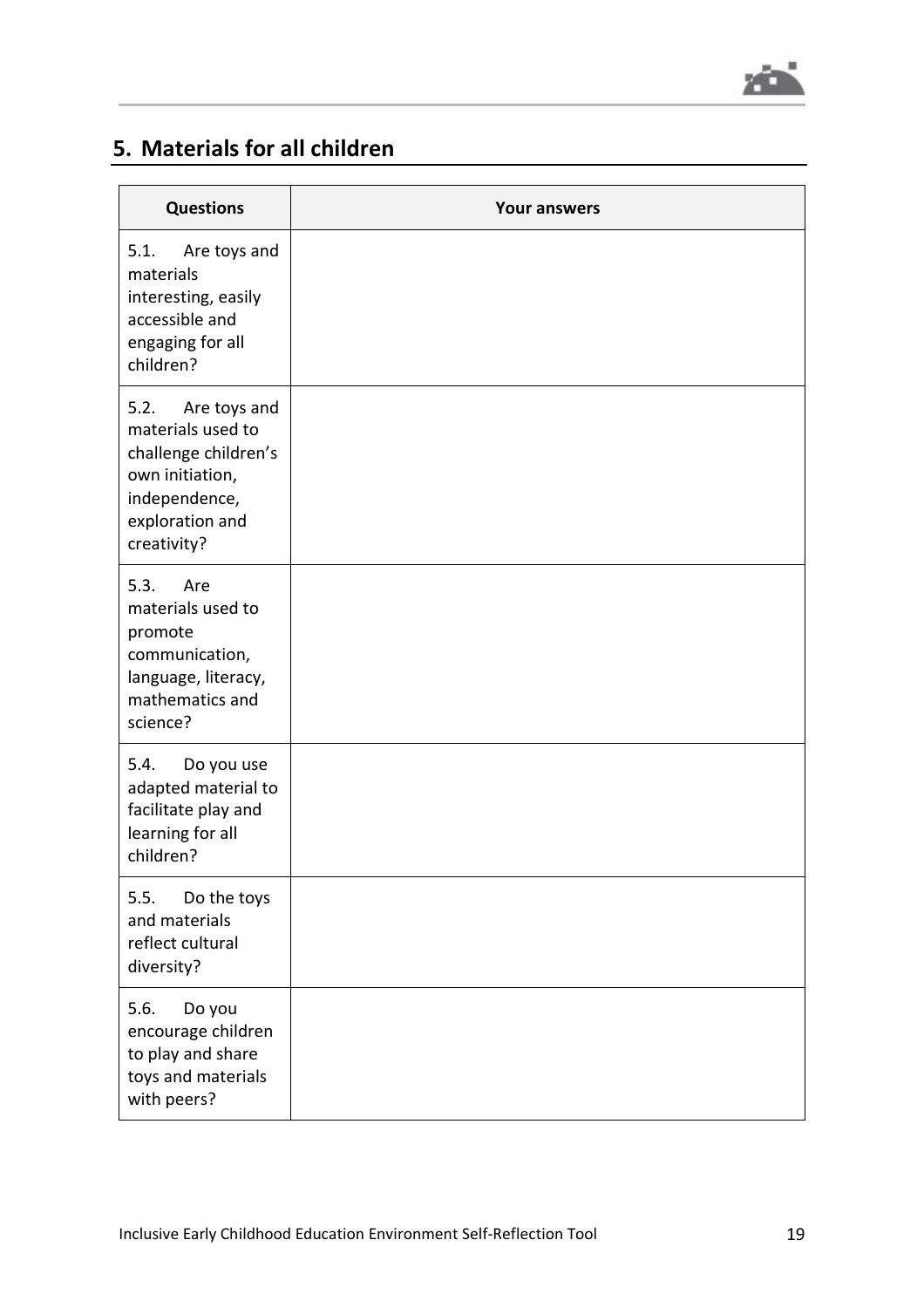## 5. Materials for all children

| Questions | Your answers |
|---|---|
| 5.1. Are toys and materials interesting, easily accessible and engaging for all children? | |
| 5.2. Are toys and materials used to challenge children's own initiation, independence, exploration and creativity? | |
| 5.3. Are materials used to promote communication, language, literacy, mathematics and science? | |
| 5.4. Do you use adapted material to facilitate play and learning for all children? | |
| 5.5. Do the toys and materials reflect cultural diversity? | |
| 5.6. Do you encourage children to play and share toys and materials with peers? | |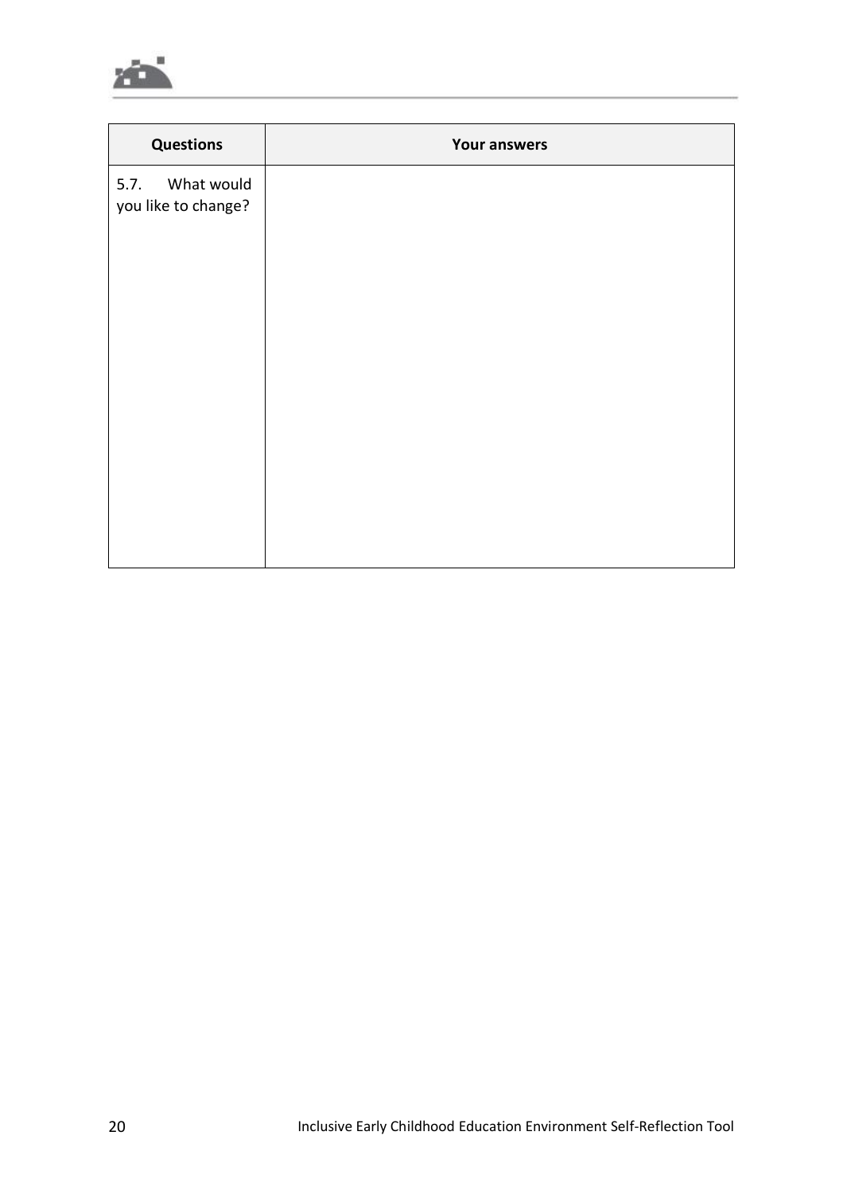| Questions | Your answers |
| --- | --- |
| 5.7. What would you like to change? | |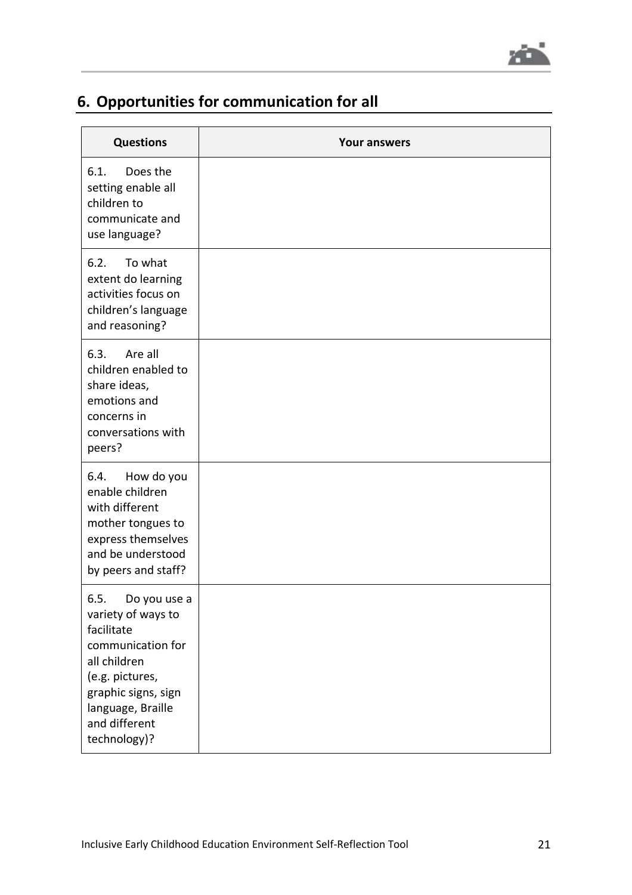## 6. Opportunities for communication for all

| Questions | Your answers |
|---|---|
| 6.1. Does the setting enable all children to communicate and use language? | |
| 6.2. To what extent do learning activities focus on children's language and reasoning? | |
| 6.3. Are all children enabled to share ideas, emotions and concerns in conversations with peers? | |
| 6.4. How do you enable children with different mother tongues to express themselves and be understood by peers and staff? | |
| 6.5. Do you use a variety of ways to facilitate communication for all children (e.g. pictures, graphic signs, sign language, Braille and different technology)? | |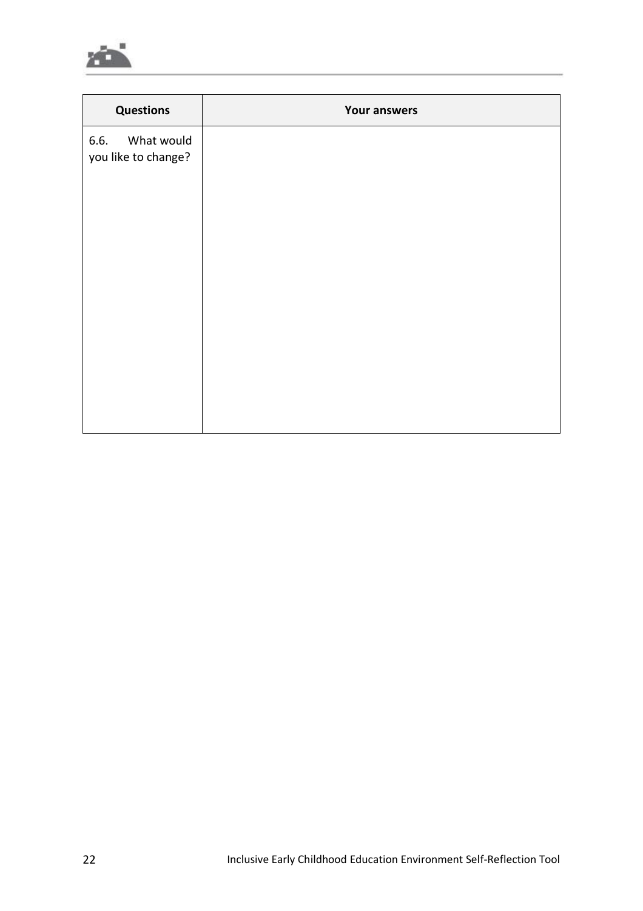| Questions | Your answers |
| --- | --- |
| 6.6. What would you like to change? | |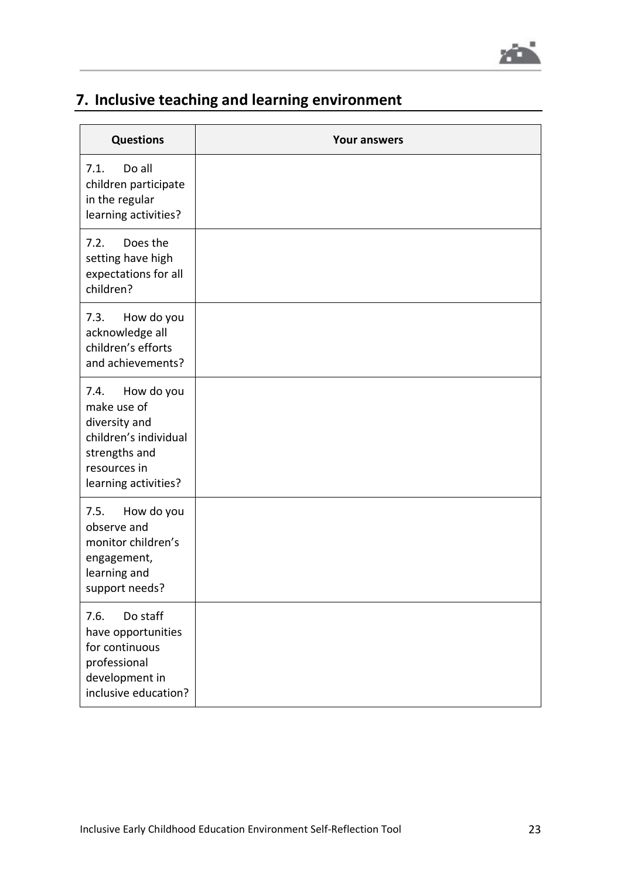## 7. Inclusive teaching and learning environment

| Questions | Your answers |
|---|---|
| 7.1. Do all children participate in the regular learning activities? | |
| 7.2. Does the setting have high expectations for all children? | |
| 7.3. How do you acknowledge all children's efforts and achievements? | |
| 7.4. How do you make use of diversity and children's individual strengths and resources in learning activities? | |
| 7.5. How do you observe and monitor children's engagement, learning and support needs? | |
| 7.6. Do staff have opportunities for continuous professional development in inclusive education? | |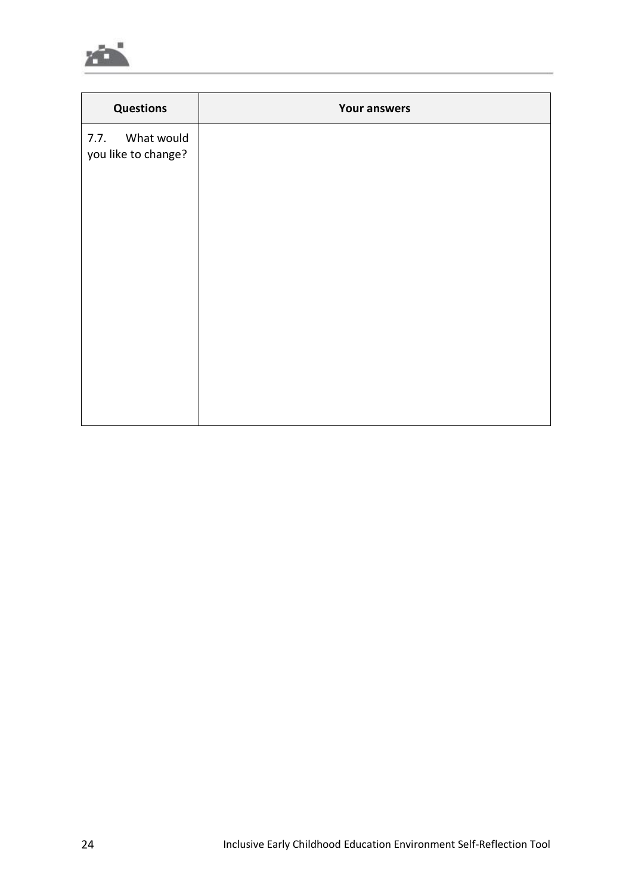| Questions | Your answers |
|---|---|
| 7.7. What would you like to change? | |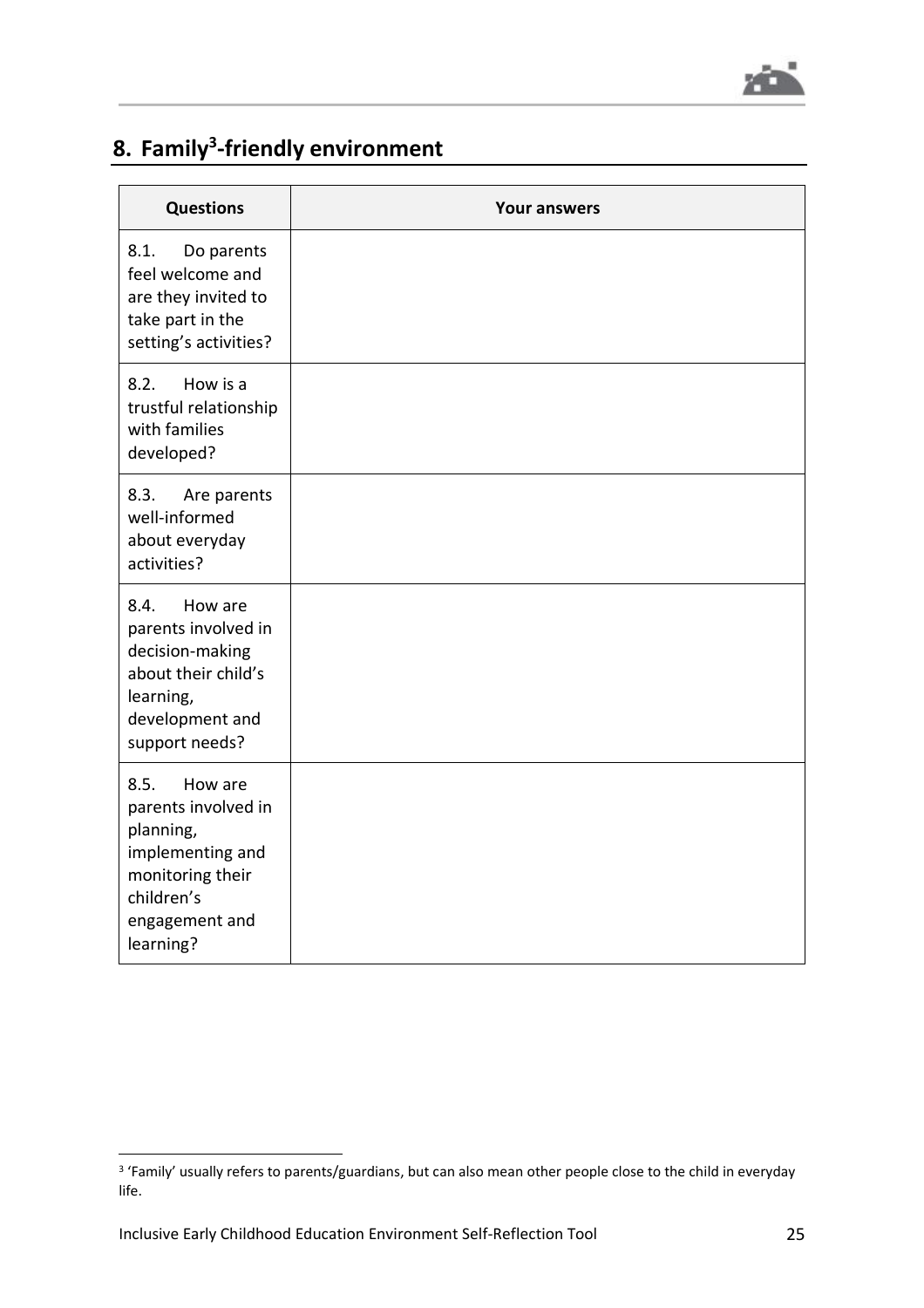## 8. Family[3]-friendly environment

| Questions | Your answers |
|---|---|
| 8.1. Do parents feel welcome and are they invited to take part in the setting's activities? | |
| 8.2. How is a trustful relationship with families developed? | |
| 8.3. Are parents well-informed about everyday activities? | |
| 8.4. How are parents involved in decision-making about their child's learning, development and support needs? | |
| 8.5. How are parents involved in planning, implementing and monitoring their children's engagement and learning? | |

[3] 'Family' usually refers to parents/guardians, but can also mean other people close to the child in everyday life.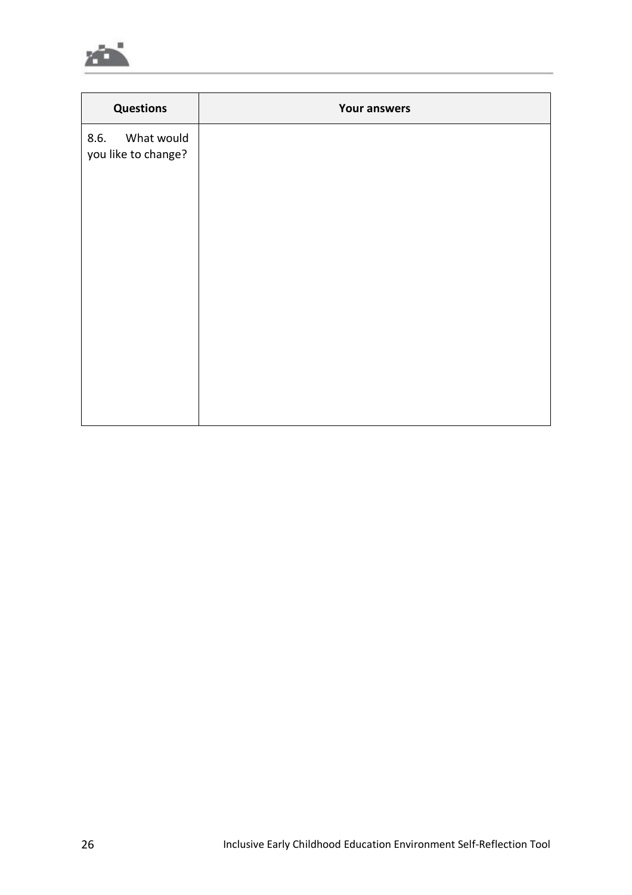| Questions | Your answers |
| --- | --- |
| 8.6. What would you like to change? | |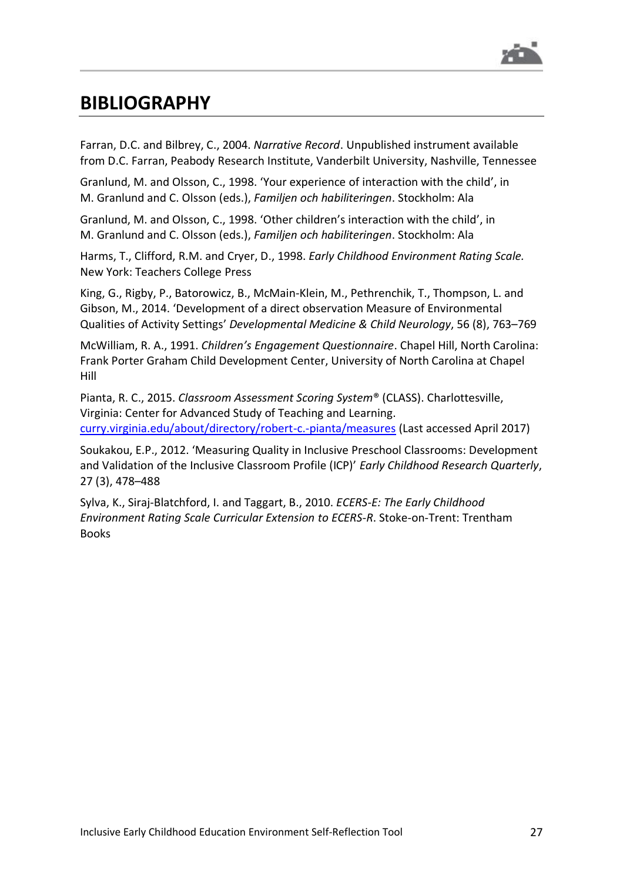# BIBLIOGRAPHY

Farran, D.C. and Bilbrey, C., 2004. *Narrative Record*. Unpublished instrument available from D.C. Farran, Peabody Research Institute, Vanderbilt University, Nashville, Tennessee

Granlund, M. and Olsson, C., 1998. 'Your experience of interaction with the child', in M. Granlund and C. Olsson (eds.), *Familjen och habiliteringen*. Stockholm: Ala

Granlund, M. and Olsson, C., 1998. 'Other children's interaction with the child', in M. Granlund and C. Olsson (eds.), *Familjen och habiliteringen*. Stockholm: Ala

Harms, T., Clifford, R.M. and Cryer, D., 1998. *Early Childhood Environment Rating Scale.* New York: Teachers College Press

King, G., Rigby, P., Batorowicz, B., McMain-Klein, M., Pethrenchik, T., Thompson, L. and Gibson, M., 2014. 'Development of a direct observation Measure of Environmental Qualities of Activity Settings' *Developmental Medicine & Child Neurology*, 56 (8), 763–769

McWilliam, R. A., 1991. *Children's Engagement Questionnaire*. Chapel Hill, North Carolina: Frank Porter Graham Child Development Center, University of North Carolina at Chapel Hill

Pianta, R. C., 2015. *Classroom Assessment Scoring System®* (CLASS). Charlottesville, Virginia: Center for Advanced Study of Teaching and Learning. [curry.virginia.edu/about/directory/robert-c.-pianta/measures](curry.virginia.edu/about/directory/robert-c.-pianta/measures) (Last accessed April 2017)

Soukakou, E.P., 2012. 'Measuring Quality in Inclusive Preschool Classrooms: Development and Validation of the Inclusive Classroom Profile (ICP)' *Early Childhood Research Quarterly*, 27 (3), 478–488

Sylva, K., Siraj-Blatchford, I. and Taggart, B., 2010. *ECERS-E: The Early Childhood Environment Rating Scale Curricular Extension to ECERS-R*. Stoke-on-Trent: Trentham Books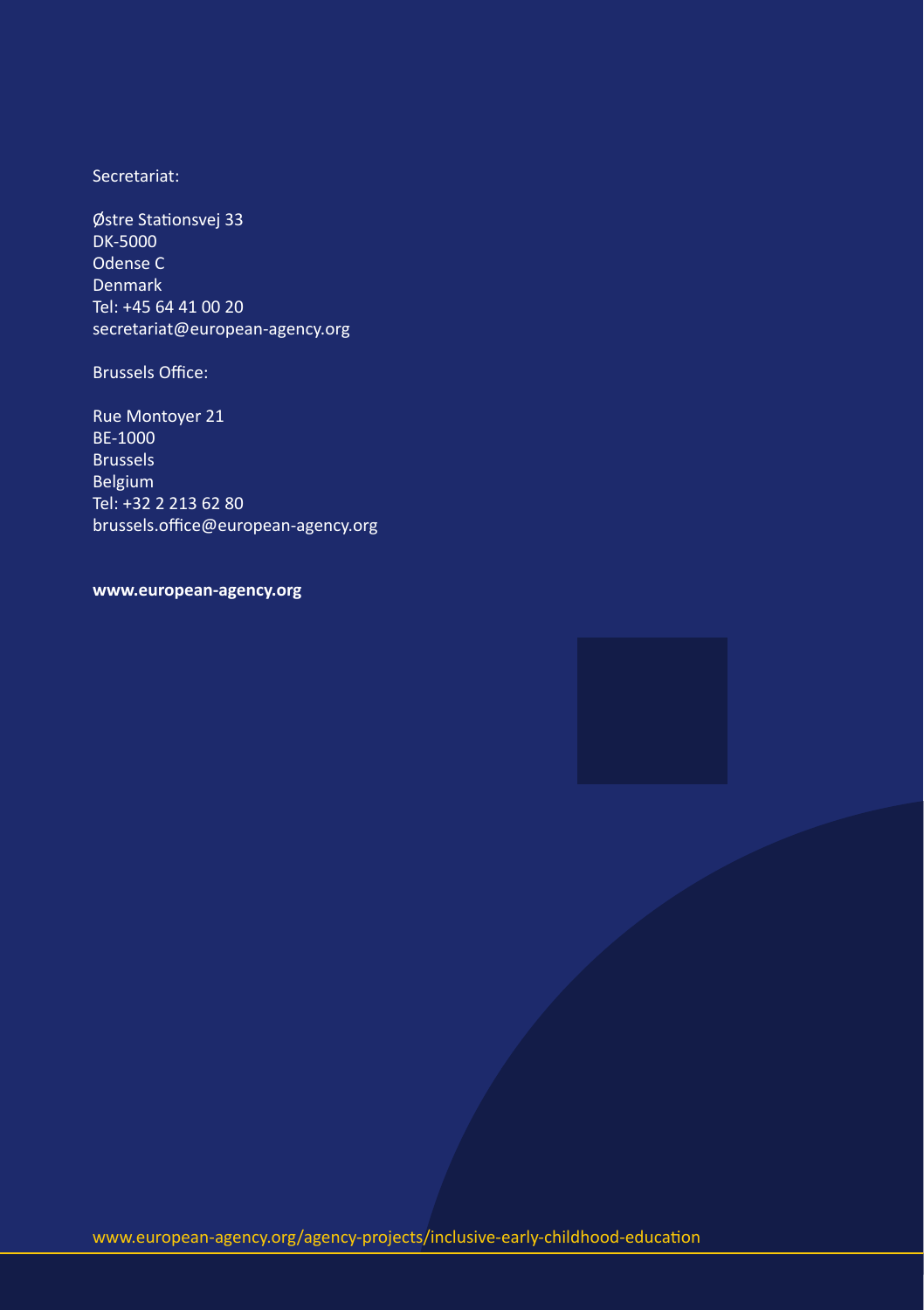Secretariat:

Østre Stationsvej 33
DK-5000
Odense C
Denmark
Tel: +45 64 41 00 20
secretariat@european-agency.org

Brussels Office:

Rue Montoyer 21
BE-1000
Brussels
Belgium
Tel: +32 2 213 62 80
brussels.office@european-agency.org

**www.european-agency.org**

www.european-agency.org/agency-projects/inclusive-early-childhood-education